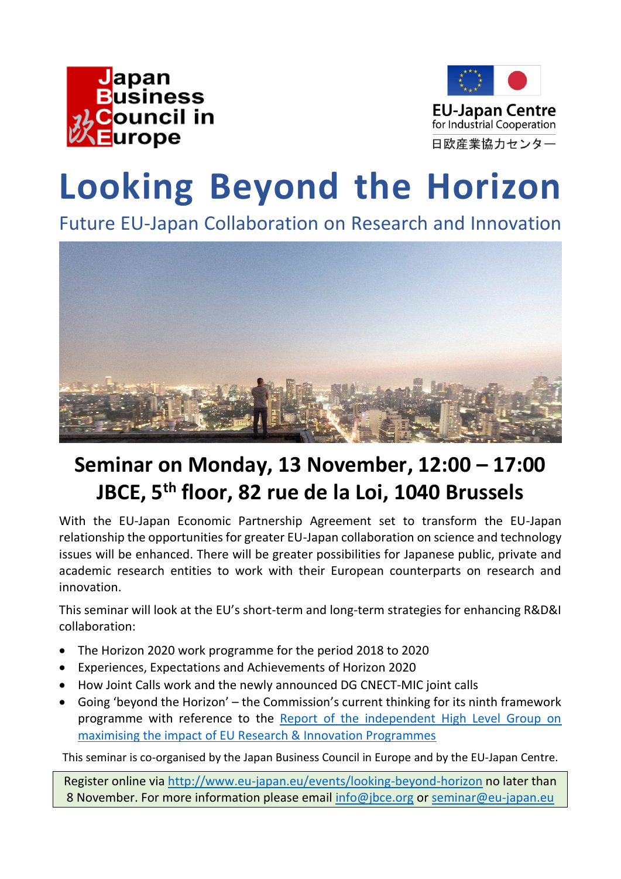Japan Business Council in Europe

EU-Japan Centre for Industrial Cooperation
日欧産業協力センター

# Looking Beyond the Horizon

## Future EU-Japan Collaboration on Research and Innovation

### Seminar on Monday, 13 November, 12:00 – 17:00
### JBCE, 5th floor, 82 rue de la Loi, 1040 Brussels

With the EU-Japan Economic Partnership Agreement set to transform the EU-Japan relationship the opportunities for greater EU-Japan collaboration on science and technology issues will be enhanced. There will be greater possibilities for Japanese public, private and academic research entities to work with their European counterparts on research and innovation.

This seminar will look at the EU's short-term and long-term strategies for enhancing R&D&I collaboration:

- The Horizon 2020 work programme for the period 2018 to 2020
- Experiences, Expectations and Achievements of Horizon 2020
- How Joint Calls work and the newly announced DG CNECT-MIC joint calls
- Going 'beyond the Horizon' – the Commission's current thinking for its ninth framework programme with reference to the [Report of the independent High Level Group on maximising the impact of EU Research & Innovation Programmes]()

This seminar is co-organised by the Japan Business Council in Europe and by the EU-Japan Centre.

Register online via [http://www.eu-japan.eu/events/looking-beyond-horizon](http://www.eu-japan.eu/events/looking-beyond-horizon) no later than 8 November. For more information please email [info@jbce.org](mailto:info@jbce.org) or [seminar@eu-japan.eu](mailto:seminar@eu-japan.eu)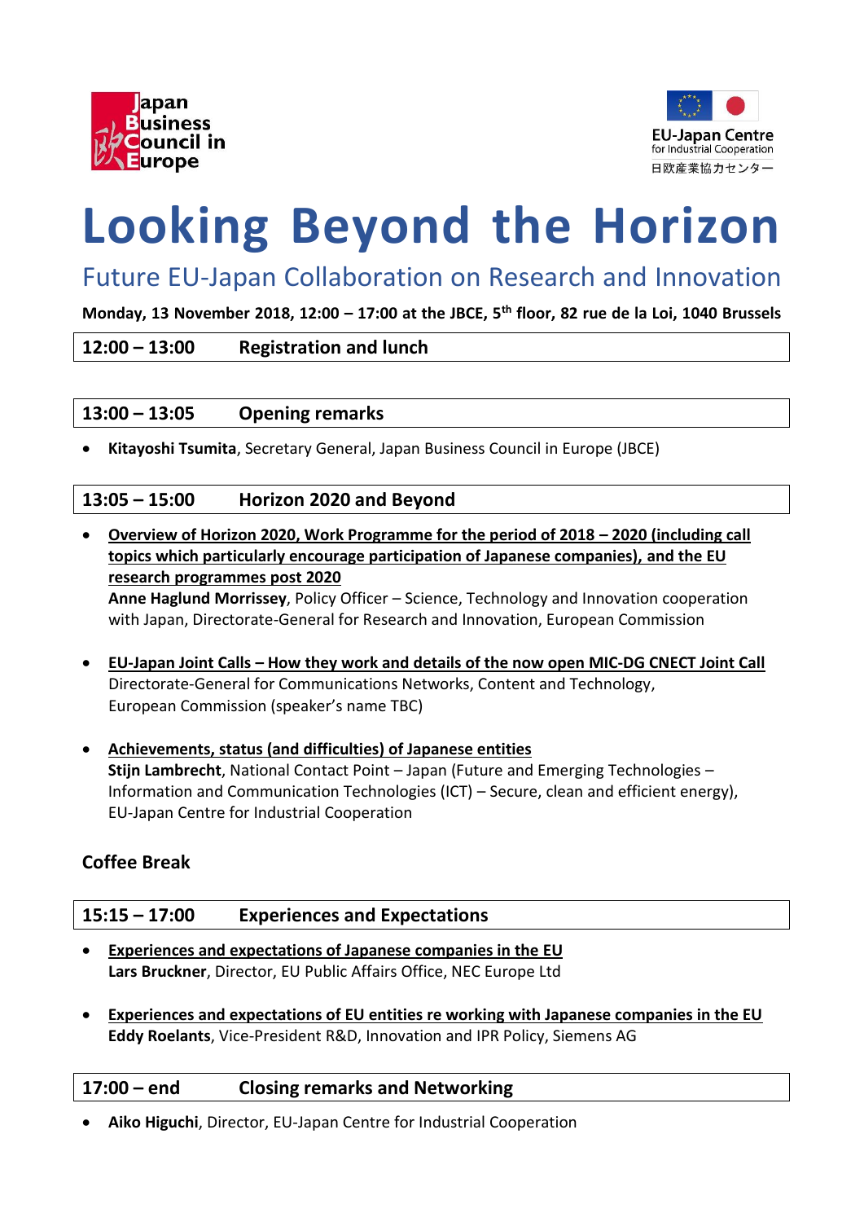Japan Business Council in Europe

EU-Japan Centre for Industrial Cooperation
日欧産業協力センター

# Looking Beyond the Horizon

## Future EU-Japan Collaboration on Research and Innovation

**Monday, 13 November 2018, 12:00 – 17:00 at the JBCE, 5th floor, 82 rue de la Loi, 1040 Brussels**

### 12:00 – 13:00 Registration and lunch

### 13:00 – 13:05 Opening remarks

- **Kitayoshi Tsumita**, Secretary General, Japan Business Council in Europe (JBCE)

### 13:05 – 15:00 Horizon 2020 and Beyond

- **Overview of Horizon 2020, Work Programme for the period of 2018 – 2020 (including call topics which particularly encourage participation of Japanese companies), and the EU research programmes post 2020**
  **Anne Haglund Morrissey**, Policy Officer – Science, Technology and Innovation cooperation with Japan, Directorate-General for Research and Innovation, European Commission

- **EU-Japan Joint Calls – How they work and details of the now open MIC-DG CNECT Joint Call**
  Directorate-General for Communications Networks, Content and Technology, European Commission (speaker's name TBC)

- **Achievements, status (and difficulties) of Japanese entities**
  **Stijn Lambrecht**, National Contact Point – Japan (Future and Emerging Technologies – Information and Communication Technologies (ICT) – Secure, clean and efficient energy), EU-Japan Centre for Industrial Cooperation

**Coffee Break**

### 15:15 – 17:00 Experiences and Expectations

- **Experiences and expectations of Japanese companies in the EU**
  **Lars Bruckner**, Director, EU Public Affairs Office, NEC Europe Ltd

- **Experiences and expectations of EU entities re working with Japanese companies in the EU**
  **Eddy Roelants**, Vice-President R&D, Innovation and IPR Policy, Siemens AG

### 17:00 – end Closing remarks and Networking

- **Aiko Higuchi**, Director, EU-Japan Centre for Industrial Cooperation